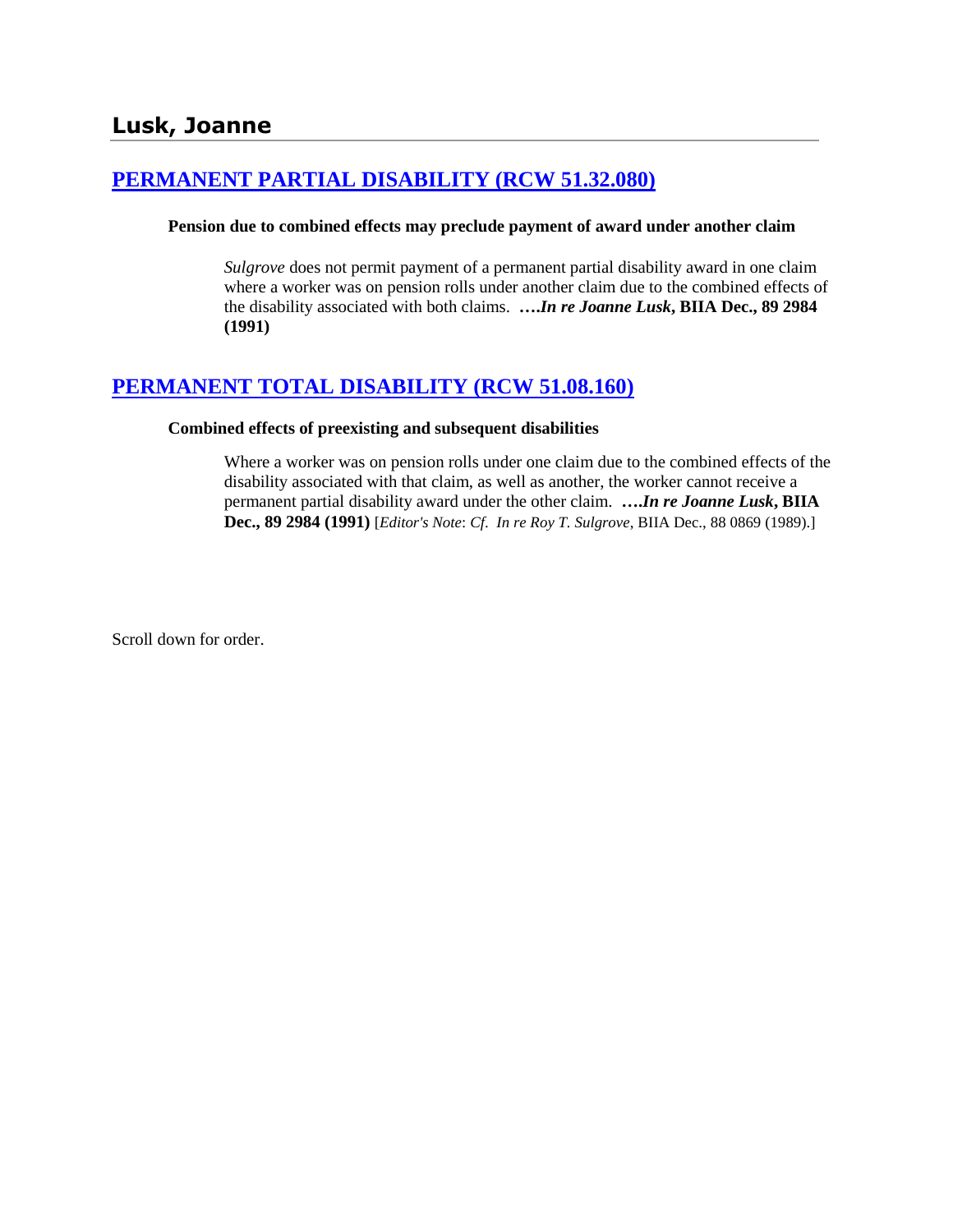## Lusk, Joanne

### [PERMANENT PARTIAL DISABILITY (RCW 51.32.080)]

**Pension due to combined effects may preclude payment of award under another claim**

> *Sulgrove* does not permit payment of a permanent partial disability award in one claim where a worker was on pension rolls under another claim due to the combined effects of the disability associated with both claims. ****….In re Joanne Lusk*, BIIA Dec., 89 2984 (1991)**

### [PERMANENT TOTAL DISABILITY (RCW 51.08.160)]

**Combined effects of preexisting and subsequent disabilities**

> Where a worker was on pension rolls under one claim due to the combined effects of the disability associated with that claim, as well as another, the worker cannot receive a permanent partial disability award under the other claim. ****….In re Joanne Lusk*, BIIA Dec., 89 2984 (1991)** [*Editor's Note*: *Cf. In re Roy T. Sulgrove*, BIIA Dec., 88 0869 (1989).]

Scroll down for order.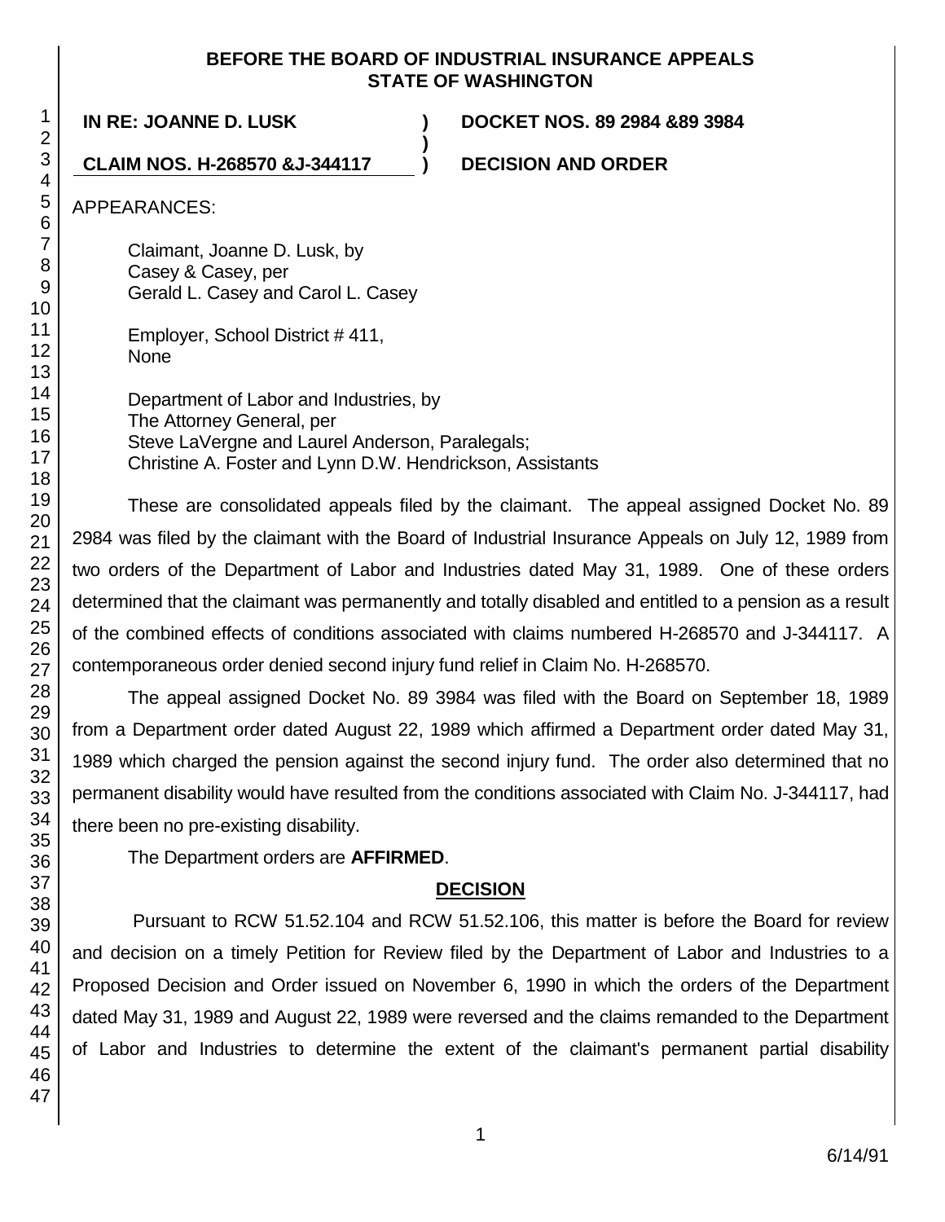**BEFORE THE BOARD OF INDUSTRIAL INSURANCE APPEALS**
**STATE OF WASHINGTON**

| | | |
|---|---|---|
| **IN RE: JOANNE D. LUSK** | **)** | **DOCKET NOS. 89 2984 &89 3984** |
| | **)** | |
| **CLAIM NOS. H-268570 &J-344117** | **)** | **DECISION AND ORDER** |

APPEARANCES:

Claimant, Joanne D. Lusk, by
Casey & Casey, per
Gerald L. Casey and Carol L. Casey

Employer, School District # 411,
None

Department of Labor and Industries, by
The Attorney General, per
Steve LaVergne and Laurel Anderson, Paralegals;
Christine A. Foster and Lynn D.W. Hendrickson, Assistants

These are consolidated appeals filed by the claimant. The appeal assigned Docket No. 89 2984 was filed by the claimant with the Board of Industrial Insurance Appeals on July 12, 1989 from two orders of the Department of Labor and Industries dated May 31, 1989. One of these orders determined that the claimant was permanently and totally disabled and entitled to a pension as a result of the combined effects of conditions associated with claims numbered H-268570 and J-344117. A contemporaneous order denied second injury fund relief in Claim No. H-268570.

The appeal assigned Docket No. 89 3984 was filed with the Board on September 18, 1989 from a Department order dated August 22, 1989 which affirmed a Department order dated May 31, 1989 which charged the pension against the second injury fund. The order also determined that no permanent disability would have resulted from the conditions associated with Claim No. J-344117, had there been no pre-existing disability.

The Department orders are **AFFIRMED**.

## DECISION

Pursuant to RCW 51.52.104 and RCW 51.52.106, this matter is before the Board for review and decision on a timely Petition for Review filed by the Department of Labor and Industries to a Proposed Decision and Order issued on November 6, 1990 in which the orders of the Department dated May 31, 1989 and August 22, 1989 were reversed and the claims remanded to the Department of Labor and Industries to determine the extent of the claimant's permanent partial disability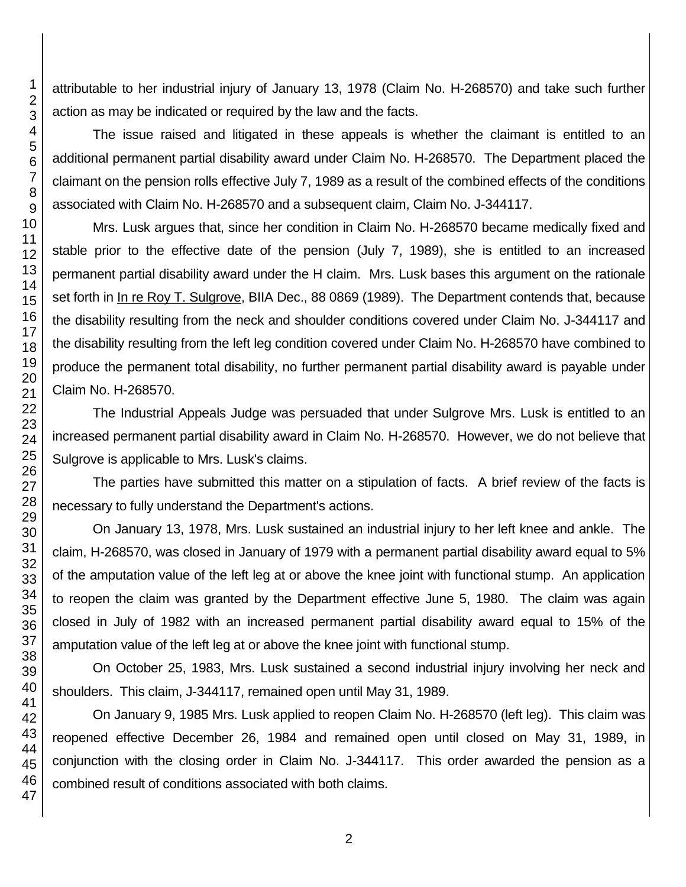attributable to her industrial injury of January 13, 1978 (Claim No. H-268570) and take such further action as may be indicated or required by the law and the facts.

The issue raised and litigated in these appeals is whether the claimant is entitled to an additional permanent partial disability award under Claim No. H-268570. The Department placed the claimant on the pension rolls effective July 7, 1989 as a result of the combined effects of the conditions associated with Claim No. H-268570 and a subsequent claim, Claim No. J-344117.

Mrs. Lusk argues that, since her condition in Claim No. H-268570 became medically fixed and stable prior to the effective date of the pension (July 7, 1989), she is entitled to an increased permanent partial disability award under the H claim. Mrs. Lusk bases this argument on the rationale set forth in In re Roy T. Sulgrove, BIIA Dec., 88 0869 (1989). The Department contends that, because the disability resulting from the neck and shoulder conditions covered under Claim No. J-344117 and the disability resulting from the left leg condition covered under Claim No. H-268570 have combined to produce the permanent total disability, no further permanent partial disability award is payable under Claim No. H-268570.

The Industrial Appeals Judge was persuaded that under Sulgrove Mrs. Lusk is entitled to an increased permanent partial disability award in Claim No. H-268570. However, we do not believe that Sulgrove is applicable to Mrs. Lusk's claims.

The parties have submitted this matter on a stipulation of facts. A brief review of the facts is necessary to fully understand the Department's actions.

On January 13, 1978, Mrs. Lusk sustained an industrial injury to her left knee and ankle. The claim, H-268570, was closed in January of 1979 with a permanent partial disability award equal to 5% of the amputation value of the left leg at or above the knee joint with functional stump. An application to reopen the claim was granted by the Department effective June 5, 1980. The claim was again closed in July of 1982 with an increased permanent partial disability award equal to 15% of the amputation value of the left leg at or above the knee joint with functional stump.

On October 25, 1983, Mrs. Lusk sustained a second industrial injury involving her neck and shoulders. This claim, J-344117, remained open until May 31, 1989.

On January 9, 1985 Mrs. Lusk applied to reopen Claim No. H-268570 (left leg). This claim was reopened effective December 26, 1984 and remained open until closed on May 31, 1989, in conjunction with the closing order in Claim No. J-344117. This order awarded the pension as a combined result of conditions associated with both claims.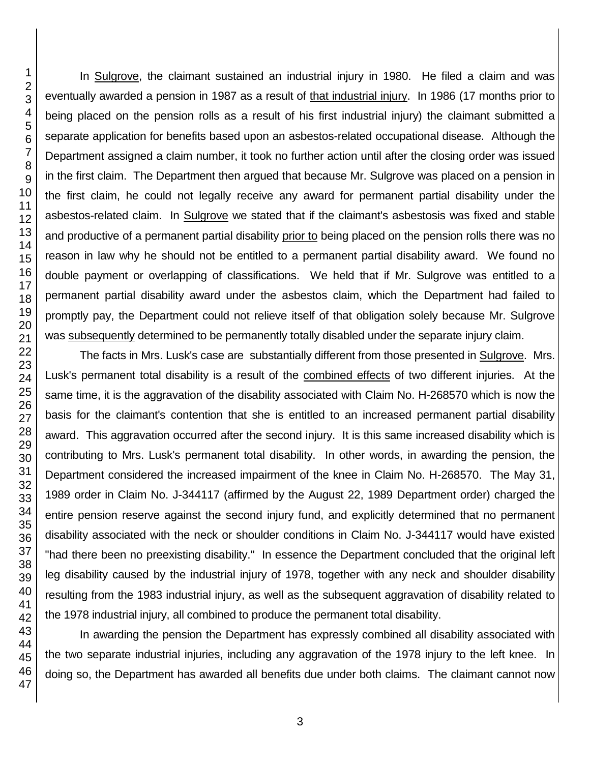In Sulgrove, the claimant sustained an industrial injury in 1980. He filed a claim and was eventually awarded a pension in 1987 as a result of that industrial injury. In 1986 (17 months prior to being placed on the pension rolls as a result of his first industrial injury) the claimant submitted a separate application for benefits based upon an asbestos-related occupational disease. Although the Department assigned a claim number, it took no further action until after the closing order was issued in the first claim. The Department then argued that because Mr. Sulgrove was placed on a pension in the first claim, he could not legally receive any award for permanent partial disability under the asbestos-related claim. In Sulgrove we stated that if the claimant's asbestosis was fixed and stable and productive of a permanent partial disability prior to being placed on the pension rolls there was no reason in law why he should not be entitled to a permanent partial disability award. We found no double payment or overlapping of classifications. We held that if Mr. Sulgrove was entitled to a permanent partial disability award under the asbestos claim, which the Department had failed to promptly pay, the Department could not relieve itself of that obligation solely because Mr. Sulgrove was subsequently determined to be permanently totally disabled under the separate injury claim.

The facts in Mrs. Lusk's case are substantially different from those presented in Sulgrove. Mrs. Lusk's permanent total disability is a result of the combined effects of two different injuries. At the same time, it is the aggravation of the disability associated with Claim No. H-268570 which is now the basis for the claimant's contention that she is entitled to an increased permanent partial disability award. This aggravation occurred after the second injury. It is this same increased disability which is contributing to Mrs. Lusk's permanent total disability. In other words, in awarding the pension, the Department considered the increased impairment of the knee in Claim No. H-268570. The May 31, 1989 order in Claim No. J-344117 (affirmed by the August 22, 1989 Department order) charged the entire pension reserve against the second injury fund, and explicitly determined that no permanent disability associated with the neck or shoulder conditions in Claim No. J-344117 would have existed "had there been no preexisting disability." In essence the Department concluded that the original left leg disability caused by the industrial injury of 1978, together with any neck and shoulder disability resulting from the 1983 industrial injury, as well as the subsequent aggravation of disability related to the 1978 industrial injury, all combined to produce the permanent total disability.

In awarding the pension the Department has expressly combined all disability associated with the two separate industrial injuries, including any aggravation of the 1978 injury to the left knee. In doing so, the Department has awarded all benefits due under both claims. The claimant cannot now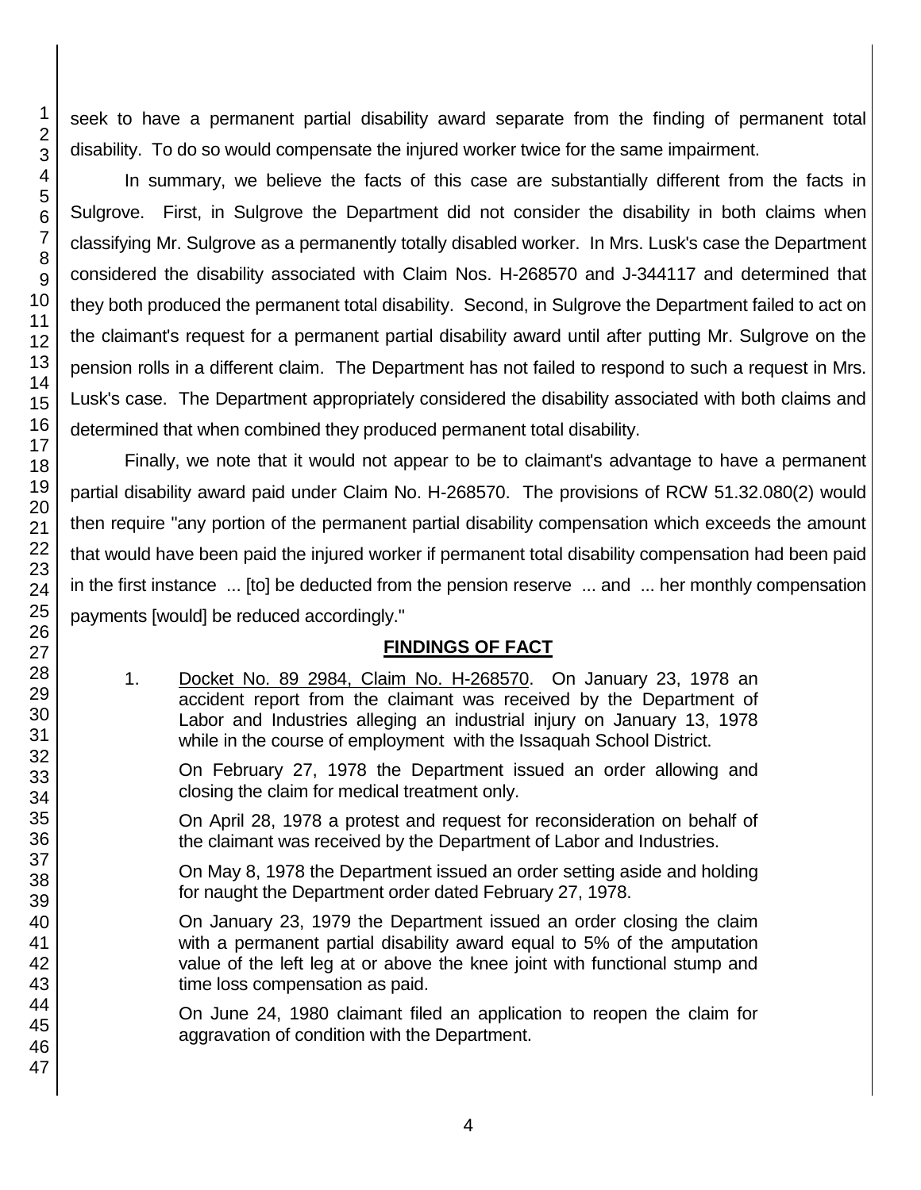seek to have a permanent partial disability award separate from the finding of permanent total disability. To do so would compensate the injured worker twice for the same impairment.

In summary, we believe the facts of this case are substantially different from the facts in Sulgrove. First, in Sulgrove the Department did not consider the disability in both claims when classifying Mr. Sulgrove as a permanently totally disabled worker. In Mrs. Lusk's case the Department considered the disability associated with Claim Nos. H-268570 and J-344117 and determined that they both produced the permanent total disability. Second, in Sulgrove the Department failed to act on the claimant's request for a permanent partial disability award until after putting Mr. Sulgrove on the pension rolls in a different claim. The Department has not failed to respond to such a request in Mrs. Lusk's case. The Department appropriately considered the disability associated with both claims and determined that when combined they produced permanent total disability.

Finally, we note that it would not appear to be to claimant's advantage to have a permanent partial disability award paid under Claim No. H-268570. The provisions of RCW 51.32.080(2) would then require "any portion of the permanent partial disability compensation which exceeds the amount that would have been paid the injured worker if permanent total disability compensation had been paid in the first instance ... [to] be deducted from the pension reserve ... and ... her monthly compensation payments [would] be reduced accordingly."

## FINDINGS OF FACT

1. Docket No. 89 2984, Claim No. H-268570. On January 23, 1978 an accident report from the claimant was received by the Department of Labor and Industries alleging an industrial injury on January 13, 1978 while in the course of employment with the Issaquah School District.

   On February 27, 1978 the Department issued an order allowing and closing the claim for medical treatment only.

   On April 28, 1978 a protest and request for reconsideration on behalf of the claimant was received by the Department of Labor and Industries.

   On May 8, 1978 the Department issued an order setting aside and holding for naught the Department order dated February 27, 1978.

   On January 23, 1979 the Department issued an order closing the claim with a permanent partial disability award equal to 5% of the amputation value of the left leg at or above the knee joint with functional stump and time loss compensation as paid.

   On June 24, 1980 claimant filed an application to reopen the claim for aggravation of condition with the Department.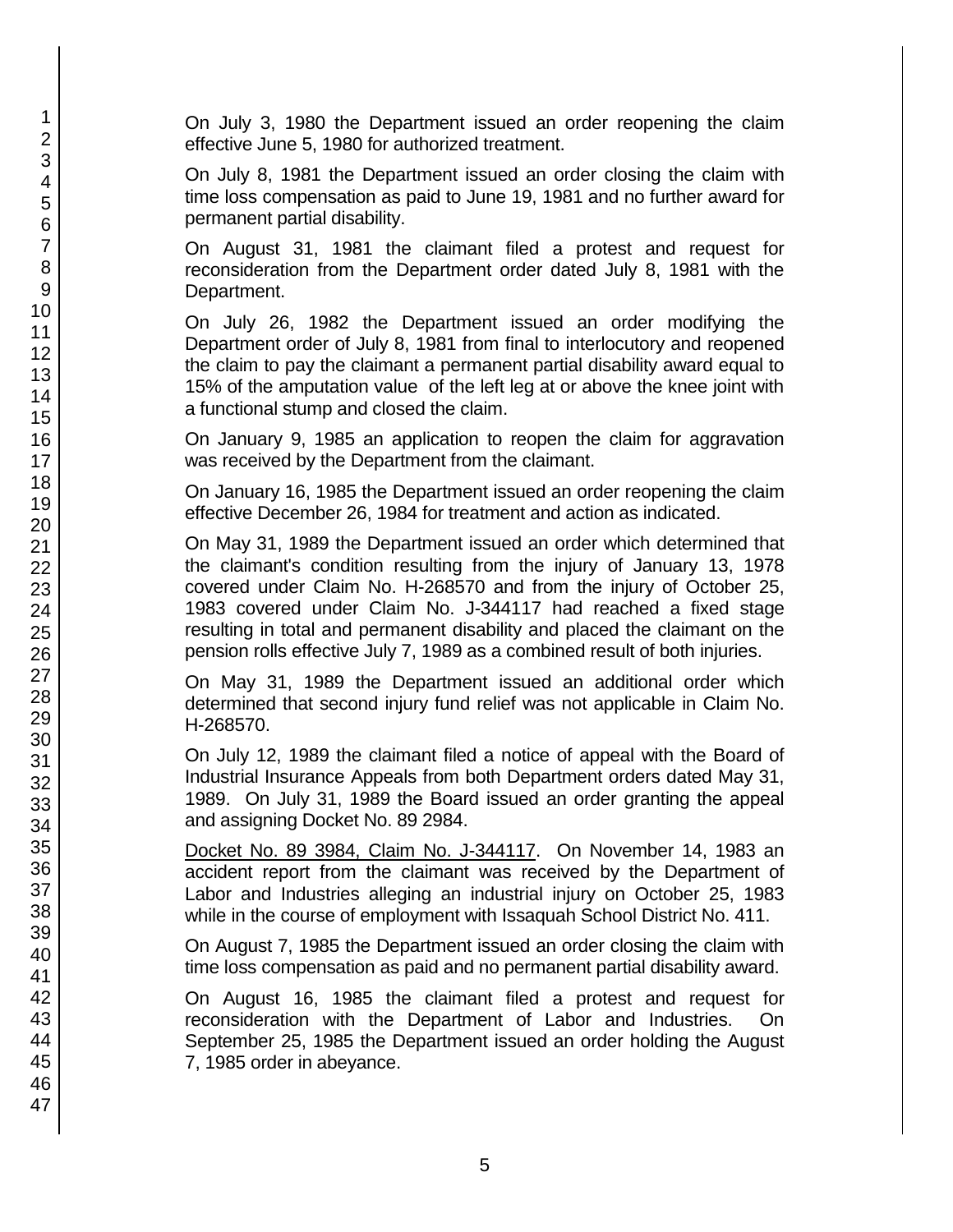On July 3, 1980 the Department issued an order reopening the claim effective June 5, 1980 for authorized treatment.

On July 8, 1981 the Department issued an order closing the claim with time loss compensation as paid to June 19, 1981 and no further award for permanent partial disability.

On August 31, 1981 the claimant filed a protest and request for reconsideration from the Department order dated July 8, 1981 with the Department.

On July 26, 1982 the Department issued an order modifying the Department order of July 8, 1981 from final to interlocutory and reopened the claim to pay the claimant a permanent partial disability award equal to 15% of the amputation value of the left leg at or above the knee joint with a functional stump and closed the claim.

On January 9, 1985 an application to reopen the claim for aggravation was received by the Department from the claimant.

On January 16, 1985 the Department issued an order reopening the claim effective December 26, 1984 for treatment and action as indicated.

On May 31, 1989 the Department issued an order which determined that the claimant's condition resulting from the injury of January 13, 1978 covered under Claim No. H-268570 and from the injury of October 25, 1983 covered under Claim No. J-344117 had reached a fixed stage resulting in total and permanent disability and placed the claimant on the pension rolls effective July 7, 1989 as a combined result of both injuries.

On May 31, 1989 the Department issued an additional order which determined that second injury fund relief was not applicable in Claim No. H-268570.

On July 12, 1989 the claimant filed a notice of appeal with the Board of Industrial Insurance Appeals from both Department orders dated May 31, 1989. On July 31, 1989 the Board issued an order granting the appeal and assigning Docket No. 89 2984.

Docket No. 89 3984, Claim No. J-344117. On November 14, 1983 an accident report from the claimant was received by the Department of Labor and Industries alleging an industrial injury on October 25, 1983 while in the course of employment with Issaquah School District No. 411.

On August 7, 1985 the Department issued an order closing the claim with time loss compensation as paid and no permanent partial disability award.

On August 16, 1985 the claimant filed a protest and request for reconsideration with the Department of Labor and Industries. On September 25, 1985 the Department issued an order holding the August 7, 1985 order in abeyance.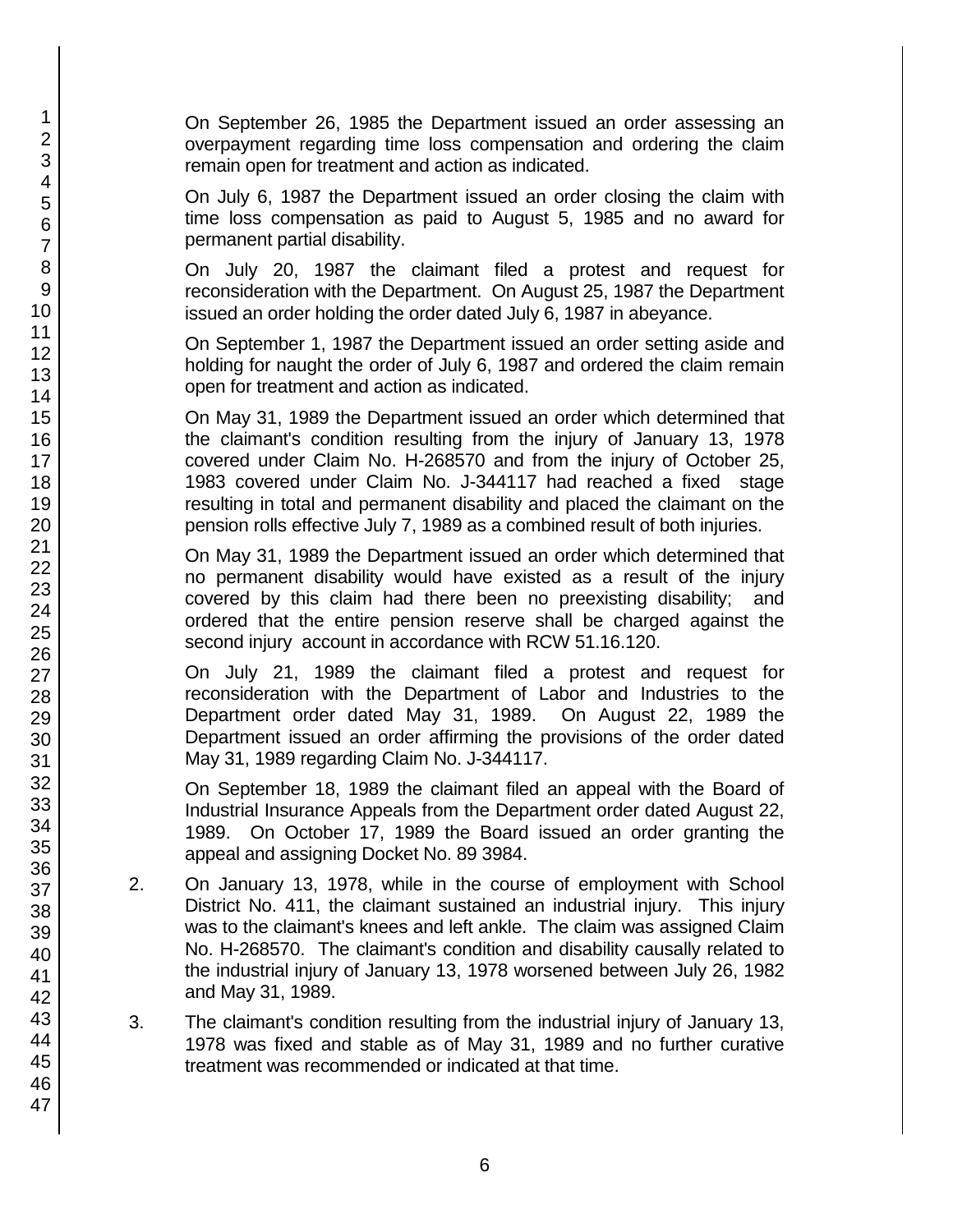On September 26, 1985 the Department issued an order assessing an overpayment regarding time loss compensation and ordering the claim remain open for treatment and action as indicated.

On July 6, 1987 the Department issued an order closing the claim with time loss compensation as paid to August 5, 1985 and no award for permanent partial disability.

On July 20, 1987 the claimant filed a protest and request for reconsideration with the Department. On August 25, 1987 the Department issued an order holding the order dated July 6, 1987 in abeyance.

On September 1, 1987 the Department issued an order setting aside and holding for naught the order of July 6, 1987 and ordered the claim remain open for treatment and action as indicated.

On May 31, 1989 the Department issued an order which determined that the claimant's condition resulting from the injury of January 13, 1978 covered under Claim No. H-268570 and from the injury of October 25, 1983 covered under Claim No. J-344117 had reached a fixed stage resulting in total and permanent disability and placed the claimant on the pension rolls effective July 7, 1989 as a combined result of both injuries.

On May 31, 1989 the Department issued an order which determined that no permanent disability would have existed as a result of the injury covered by this claim had there been no preexisting disability; and ordered that the entire pension reserve shall be charged against the second injury account in accordance with RCW 51.16.120.

On July 21, 1989 the claimant filed a protest and request for reconsideration with the Department of Labor and Industries to the Department order dated May 31, 1989. On August 22, 1989 the Department issued an order affirming the provisions of the order dated May 31, 1989 regarding Claim No. J-344117.

On September 18, 1989 the claimant filed an appeal with the Board of Industrial Insurance Appeals from the Department order dated August 22, 1989. On October 17, 1989 the Board issued an order granting the appeal and assigning Docket No. 89 3984.

2. On January 13, 1978, while in the course of employment with School District No. 411, the claimant sustained an industrial injury. This injury was to the claimant's knees and left ankle. The claim was assigned Claim No. H-268570. The claimant's condition and disability causally related to the industrial injury of January 13, 1978 worsened between July 26, 1982 and May 31, 1989.

3. The claimant's condition resulting from the industrial injury of January 13, 1978 was fixed and stable as of May 31, 1989 and no further curative treatment was recommended or indicated at that time.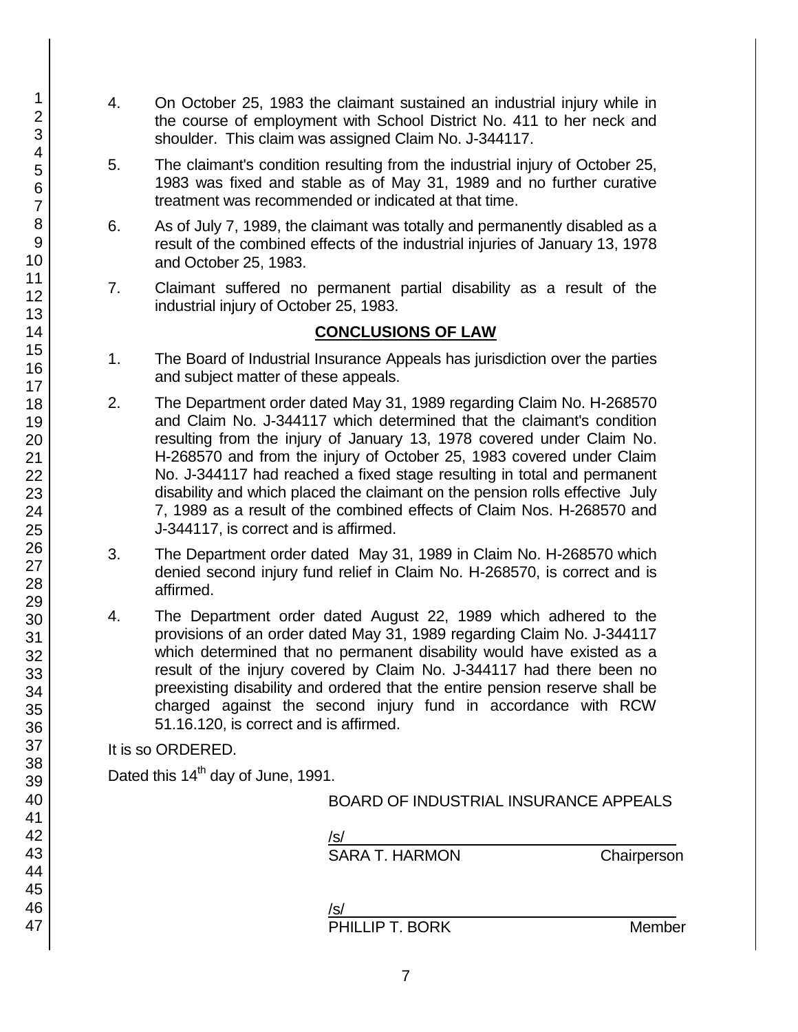4. On October 25, 1983 the claimant sustained an industrial injury while in the course of employment with School District No. 411 to her neck and shoulder. This claim was assigned Claim No. J-344117.

5. The claimant's condition resulting from the industrial injury of October 25, 1983 was fixed and stable as of May 31, 1989 and no further curative treatment was recommended or indicated at that time.

6. As of July 7, 1989, the claimant was totally and permanently disabled as a result of the combined effects of the industrial injuries of January 13, 1978 and October 25, 1983.

7. Claimant suffered no permanent partial disability as a result of the industrial injury of October 25, 1983.

## CONCLUSIONS OF LAW

1. The Board of Industrial Insurance Appeals has jurisdiction over the parties and subject matter of these appeals.

2. The Department order dated May 31, 1989 regarding Claim No. H-268570 and Claim No. J-344117 which determined that the claimant's condition resulting from the injury of January 13, 1978 covered under Claim No. H-268570 and from the injury of October 25, 1983 covered under Claim No. J-344117 had reached a fixed stage resulting in total and permanent disability and which placed the claimant on the pension rolls effective July 7, 1989 as a result of the combined effects of Claim Nos. H-268570 and J-344117, is correct and is affirmed.

3. The Department order dated May 31, 1989 in Claim No. H-268570 which denied second injury fund relief in Claim No. H-268570, is correct and is affirmed.

4. The Department order dated August 22, 1989 which adhered to the provisions of an order dated May 31, 1989 regarding Claim No. J-344117 which determined that no permanent disability would have existed as a result of the injury covered by Claim No. J-344117 had there been no preexisting disability and ordered that the entire pension reserve shall be charged against the second injury fund in accordance with RCW 51.16.120, is correct and is affirmed.

It is so ORDERED.

Dated this 14th day of June, 1991.

BOARD OF INDUSTRIAL INSURANCE APPEALS

/s/
SARA T. HARMON Chairperson

/s/
PHILLIP T. BORK Member